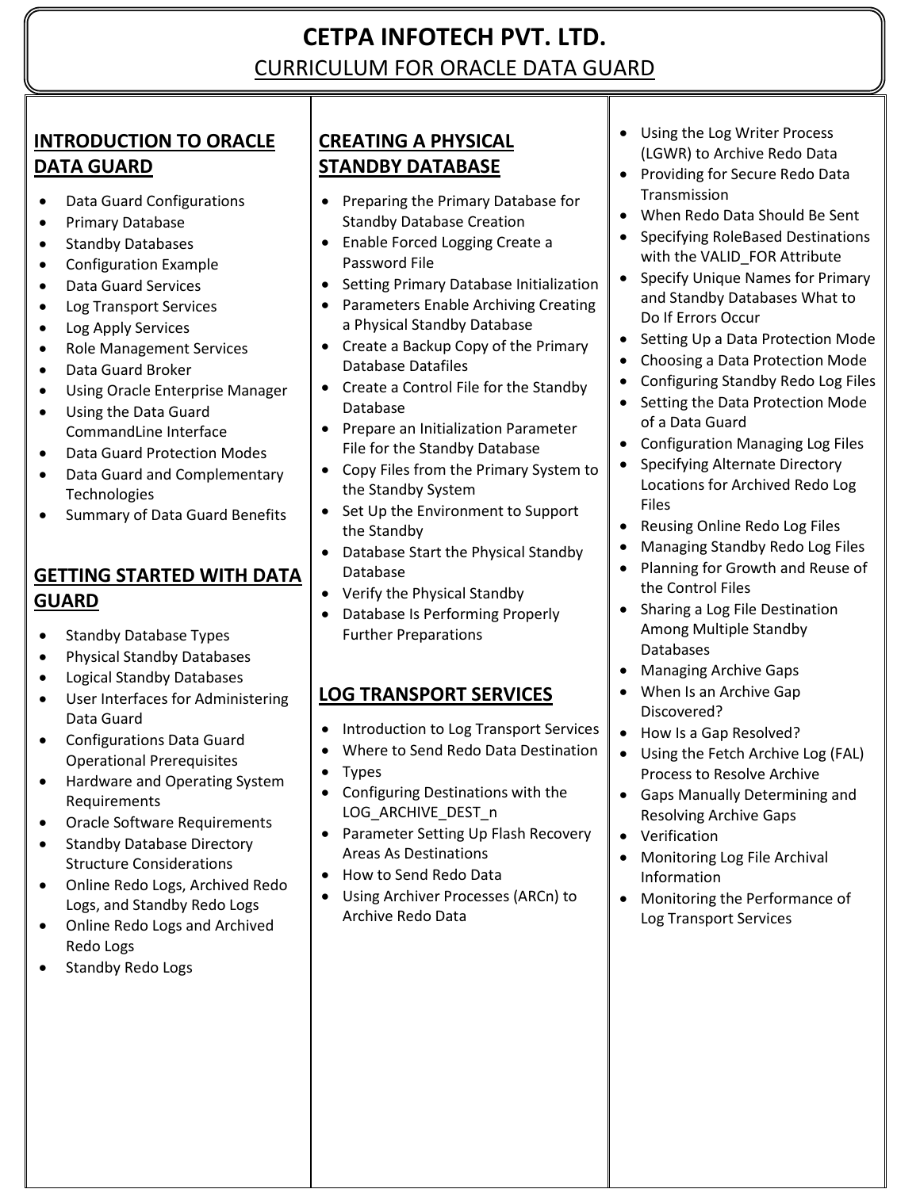# CETPA INFOTECH PVT. LTD.

## CURRICULUM FOR ORACLE DATA GUARD

### INTRODUCTION TO ORACLE DATA GUARD

- Data Guard Configurations
- Primary Database
- Standby Databases
- Configuration Example
- Data Guard Services
- Log Transport Services
- Log Apply Services
- Role Management Services
- Data Guard Broker
- Using Oracle Enterprise Manager
- Using the Data Guard CommandLine Interface
- Data Guard Protection Modes
- Data Guard and Complementary Technologies
- Summary of Data Guard Benefits

### GETTING STARTED WITH DATA GUARD

- Standby Database Types
- Physical Standby Databases
- Logical Standby Databases
- User Interfaces for Administering Data Guard
- Configurations Data Guard Operational Prerequisites
- Hardware and Operating System Requirements
- Oracle Software Requirements
- Standby Database Directory Structure Considerations
- Online Redo Logs, Archived Redo Logs, and Standby Redo Logs
- Online Redo Logs and Archived Redo Logs
- Standby Redo Logs

### CREATING A PHYSICAL STANDBY DATABASE

- Preparing the Primary Database for Standby Database Creation
- Enable Forced Logging Create a Password File
- Setting Primary Database Initialization
- Parameters Enable Archiving Creating a Physical Standby Database
- Create a Backup Copy of the Primary Database Datafiles
- Create a Control File for the Standby Database
- Prepare an Initialization Parameter File for the Standby Database
- Copy Files from the Primary System to the Standby System
- Set Up the Environment to Support the Standby
- Database Start the Physical Standby Database
- Verify the Physical Standby
- Database Is Performing Properly Further Preparations

### LOG TRANSPORT SERVICES

- Introduction to Log Transport Services
- Where to Send Redo Data Destination
- Types
- Configuring Destinations with the LOG_ARCHIVE_DEST_n
- Parameter Setting Up Flash Recovery Areas As Destinations
- How to Send Redo Data
- Using Archiver Processes (ARCn) to Archive Redo Data
- Using the Log Writer Process (LGWR) to Archive Redo Data
- Providing for Secure Redo Data Transmission
- When Redo Data Should Be Sent
- Specifying RoleBased Destinations with the VALID_FOR Attribute
- Specify Unique Names for Primary and Standby Databases What to Do If Errors Occur
- Setting Up a Data Protection Mode
- Choosing a Data Protection Mode
- Configuring Standby Redo Log Files
- Setting the Data Protection Mode of a Data Guard
- Configuration Managing Log Files
- Specifying Alternate Directory Locations for Archived Redo Log Files
- Reusing Online Redo Log Files
- Managing Standby Redo Log Files
- Planning for Growth and Reuse of the Control Files
- Sharing a Log File Destination Among Multiple Standby Databases
- Managing Archive Gaps
- When Is an Archive Gap Discovered?
- How Is a Gap Resolved?
- Using the Fetch Archive Log (FAL) Process to Resolve Archive
- Gaps Manually Determining and Resolving Archive Gaps
- Verification
- Monitoring Log File Archival Information
- Monitoring the Performance of Log Transport Services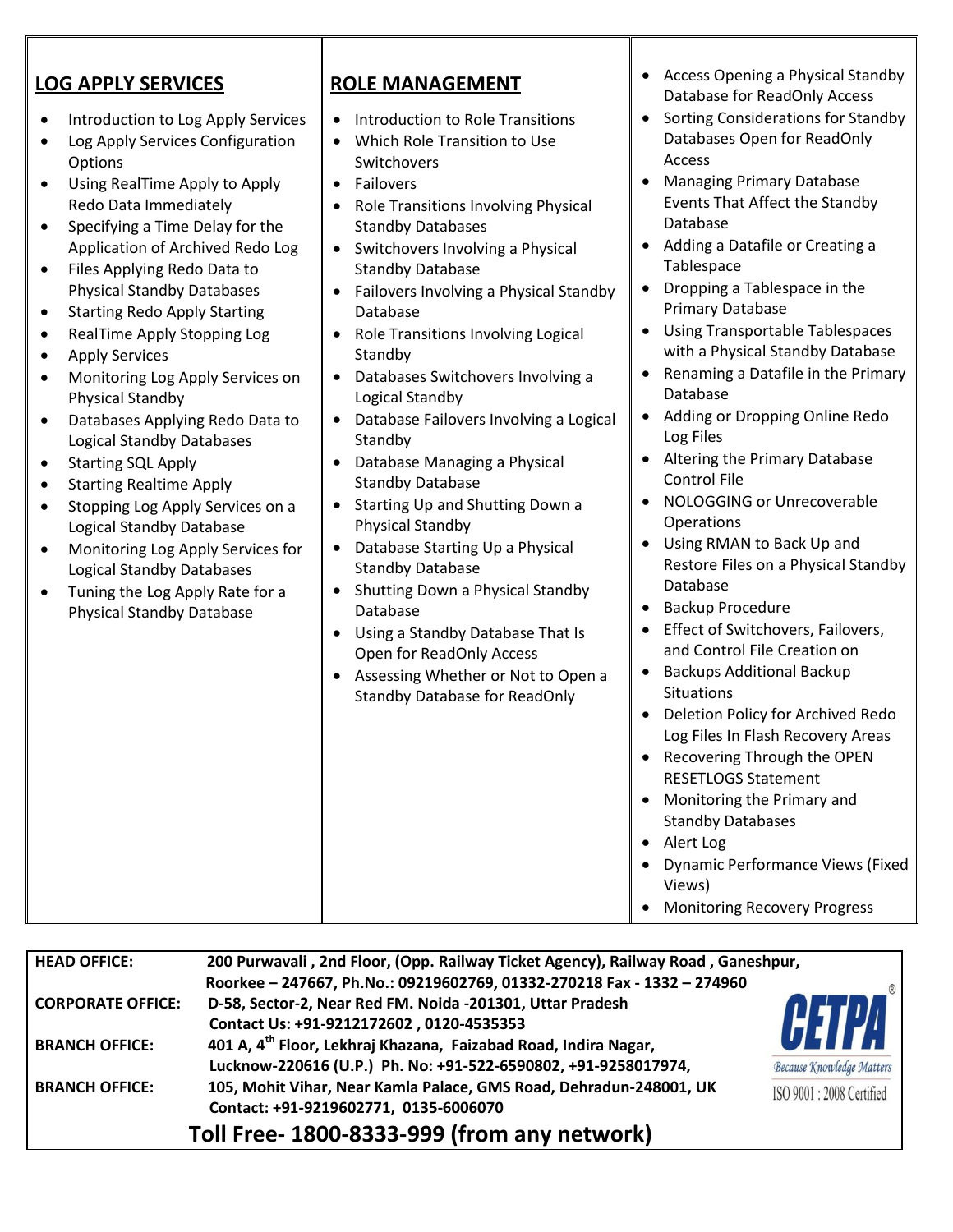## LOG APPLY SERVICES

- Introduction to Log Apply Services
- Log Apply Services Configuration Options
- Using RealTime Apply to Apply Redo Data Immediately
- Specifying a Time Delay for the Application of Archived Redo Log
- Files Applying Redo Data to Physical Standby Databases
- Starting Redo Apply Starting
- RealTime Apply Stopping Log
- Apply Services
- Monitoring Log Apply Services on Physical Standby
- Databases Applying Redo Data to Logical Standby Databases
- Starting SQL Apply
- Starting Realtime Apply
- Stopping Log Apply Services on a Logical Standby Database
- Monitoring Log Apply Services for Logical Standby Databases
- Tuning the Log Apply Rate for a Physical Standby Database

## ROLE MANAGEMENT

- Introduction to Role Transitions
- Which Role Transition to Use Switchovers
- Failovers
- Role Transitions Involving Physical Standby Databases
- Switchovers Involving a Physical Standby Database
- Failovers Involving a Physical Standby Database
- Role Transitions Involving Logical Standby
- Databases Switchovers Involving a Logical Standby
- Database Failovers Involving a Logical Standby
- Database Managing a Physical Standby Database
- Starting Up and Shutting Down a Physical Standby
- Database Starting Up a Physical Standby Database
- Shutting Down a Physical Standby Database
- Using a Standby Database That Is Open for ReadOnly Access
- Assessing Whether or Not to Open a Standby Database for ReadOnly

- Access Opening a Physical Standby Database for ReadOnly Access
- Sorting Considerations for Standby Databases Open for ReadOnly Access
- Managing Primary Database Events That Affect the Standby Database
- Adding a Datafile or Creating a Tablespace
- Dropping a Tablespace in the Primary Database
- Using Transportable Tablespaces with a Physical Standby Database
- Renaming a Datafile in the Primary Database
- Adding or Dropping Online Redo Log Files
- Altering the Primary Database Control File
- NOLOGGING or Unrecoverable Operations
- Using RMAN to Back Up and Restore Files on a Physical Standby Database
- Backup Procedure
- Effect of Switchovers, Failovers, and Control File Creation on
- Backups Additional Backup Situations
- Deletion Policy for Archived Redo Log Files In Flash Recovery Areas
- Recovering Through the OPEN RESETLOGS Statement
- Monitoring the Primary and Standby Databases
- Alert Log
- Dynamic Performance Views (Fixed Views)
- Monitoring Recovery Progress

**HEAD OFFICE:** 200 Purwavali , 2nd Floor, (Opp. Railway Ticket Agency), Railway Road , Ganeshpur, Roorkee – 247667, Ph.No.: 09219602769, 01332-270218 Fax - 1332 – 274960

**CORPORATE OFFICE:** D-58, Sector-2, Near Red FM. Noida -201301, Uttar Pradesh Contact Us: +91-9212172602 , 0120-4535353

**BRANCH OFFICE:** 401 A, 4th Floor, Lekhraj Khazana, Faizabad Road, Indira Nagar, Lucknow-220616 (U.P.) Ph. No: +91-522-6590802, +91-9258017974,

**BRANCH OFFICE:** 105, Mohit Vihar, Near Kamla Palace, GMS Road, Dehradun-248001, UK Contact: +91-9219602771, 0135-6006070

CETPA® Because Knowledge Matters ISO 9001 : 2008 Certified

**Toll Free- 1800-8333-999 (from any network)**